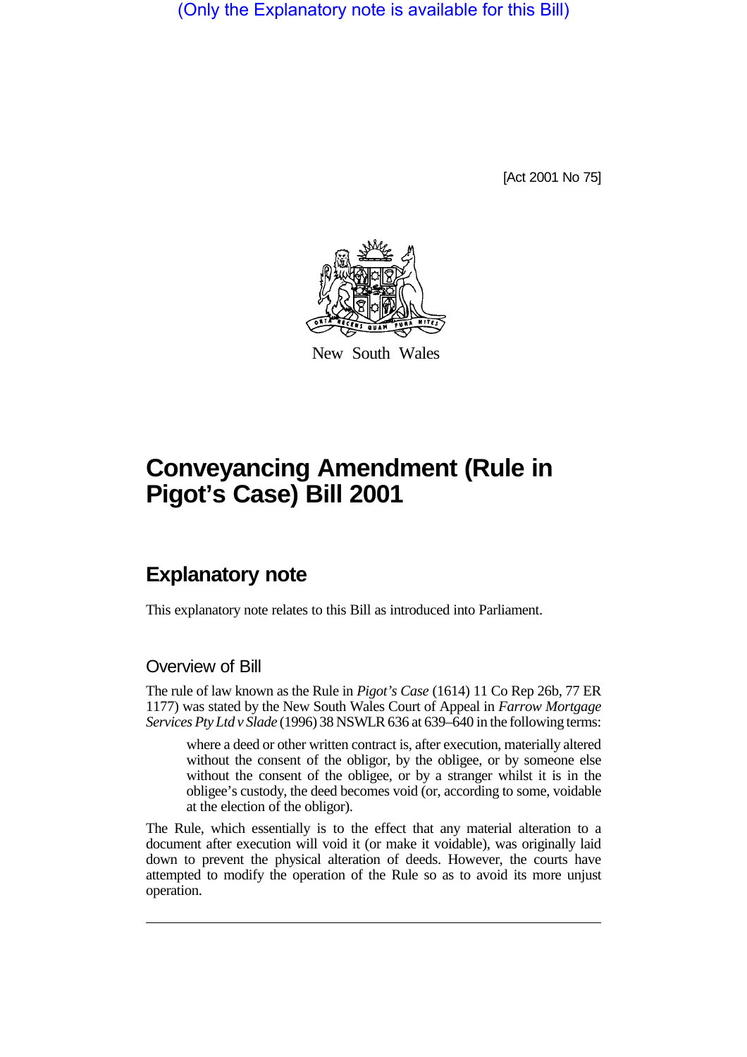(Only the Explanatory note is available for this Bill)

[Act 2001 No 75]

New South Wales

# Conveyancing Amendment (Rule in Pigot's Case) Bill 2001

## Explanatory note

This explanatory note relates to this Bill as introduced into Parliament.

### Overview of Bill

The rule of law known as the Rule in *Pigot's Case* (1614) 11 Co Rep 26b, 77 ER 1177) was stated by the New South Wales Court of Appeal in *Farrow Mortgage Services Pty Ltd v Slade* (1996) 38 NSWLR 636 at 639–640 in the following terms:

> where a deed or other written contract is, after execution, materially altered without the consent of the obligor, by the obligee, or by someone else without the consent of the obligee, or by a stranger whilst it is in the obligee's custody, the deed becomes void (or, according to some, voidable at the election of the obligor).

The Rule, which essentially is to the effect that any material alteration to a document after execution will void it (or make it voidable), was originally laid down to prevent the physical alteration of deeds. However, the courts have attempted to modify the operation of the Rule so as to avoid its more unjust operation.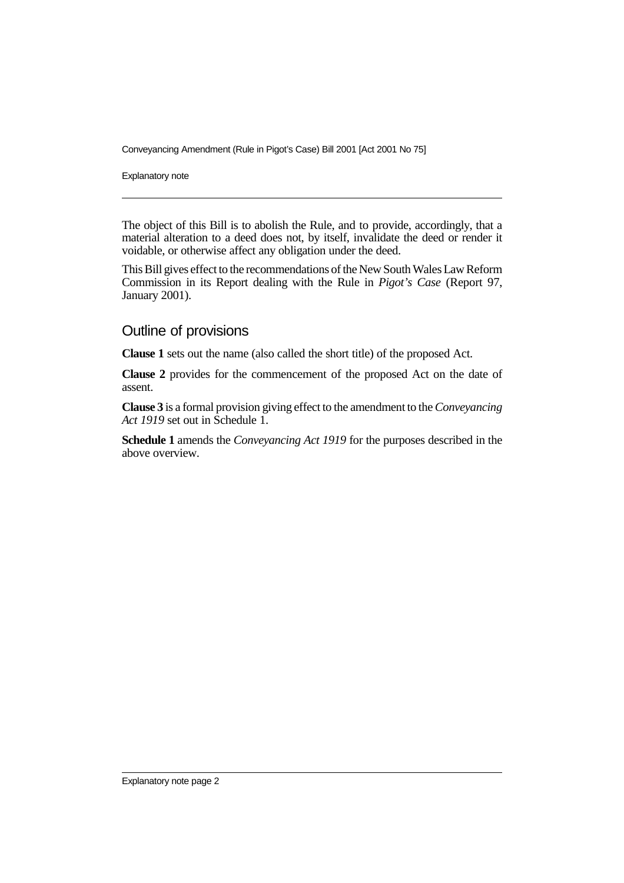The object of this Bill is to abolish the Rule, and to provide, accordingly, that a material alteration to a deed does not, by itself, invalidate the deed or render it voidable, or otherwise affect any obligation under the deed.

This Bill gives effect to the recommendations of the New South Wales Law Reform Commission in its Report dealing with the Rule in *Pigot's Case* (Report 97, January 2001).

## Outline of provisions

**Clause 1** sets out the name (also called the short title) of the proposed Act.

**Clause 2** provides for the commencement of the proposed Act on the date of assent.

**Clause 3** is a formal provision giving effect to the amendment to the *Conveyancing Act 1919* set out in Schedule 1.

**Schedule 1** amends the *Conveyancing Act 1919* for the purposes described in the above overview.